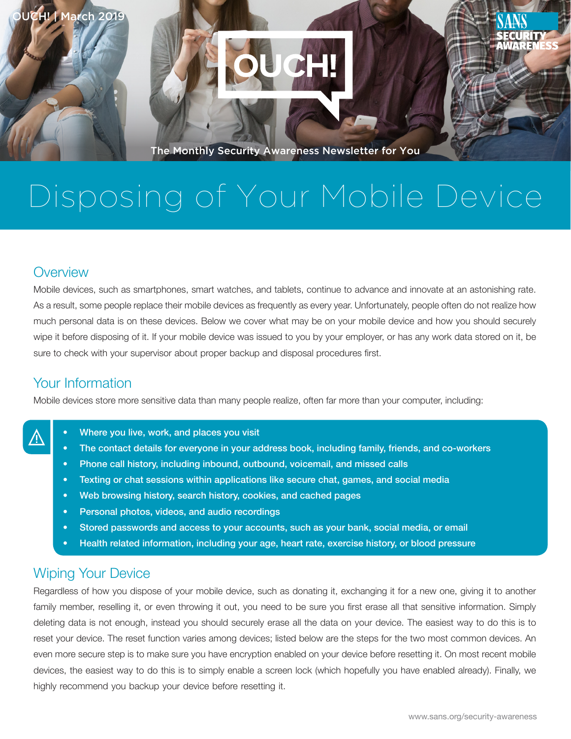# Disposing of Your Mobile Device

## Overview

Mobile devices, such as smartphones, smart watches, and tablets, continue to advance and innovate at an astonishing rate. As a result, some people replace their mobile devices as frequently as every year. Unfortunately, people often do not realize how much personal data is on these devices. Below we cover what may be on your mobile device and how you should securely wipe it before disposing of it. If your mobile device was issued to you by your employer, or has any work data stored on it, be sure to check with your supervisor about proper backup and disposal procedures first.

## Your Information

Mobile devices store more sensitive data than many people realize, often far more than your computer, including:

- Where you live, work, and places you visit
- The contact details for everyone in your address book, including family, friends, and co-workers
- Phone call history, including inbound, outbound, voicemail, and missed calls
- Texting or chat sessions within applications like secure chat, games, and social media
- Web browsing history, search history, cookies, and cached pages
- Personal photos, videos, and audio recordings
- Stored passwords and access to your accounts, such as your bank, social media, or email
- Health related information, including your age, heart rate, exercise history, or blood pressure

## Wiping Your Device

Regardless of how you dispose of your mobile device, such as donating it, exchanging it for a new one, giving it to another family member, reselling it, or even throwing it out, you need to be sure you first erase all that sensitive information. Simply deleting data is not enough, instead you should securely erase all the data on your device. The easiest way to do this is to reset your device. The reset function varies among devices; listed below are the steps for the two most common devices. An even more secure step is to make sure you have encryption enabled on your device before resetting it. On most recent mobile devices, the easiest way to do this is to simply enable a screen lock (which hopefully you have enabled already). Finally, we highly recommend you backup your device before resetting it.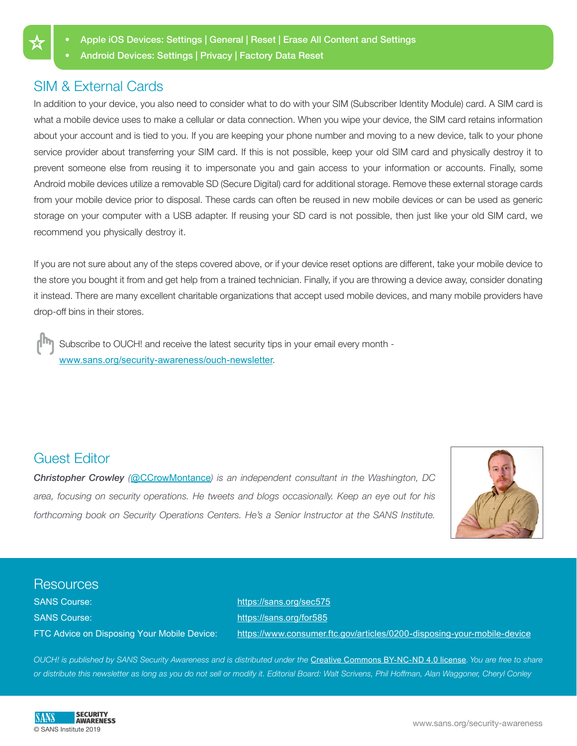- Apple iOS Devices: Settings | General | Reset | Erase All Content and Settings
- Android Devices: Settings | Privacy | Factory Data Reset

## SIM & External Cards

In addition to your device, you also need to consider what to do with your SIM (Subscriber Identity Module) card. A SIM card is what a mobile device uses to make a cellular or data connection. When you wipe your device, the SIM card retains information about your account and is tied to you. If you are keeping your phone number and moving to a new device, talk to your phone service provider about transferring your SIM card. If this is not possible, keep your old SIM card and physically destroy it to prevent someone else from reusing it to impersonate you and gain access to your information or accounts. Finally, some Android mobile devices utilize a removable SD (Secure Digital) card for additional storage. Remove these external storage cards from your mobile device prior to disposal. These cards can often be reused in new mobile devices or can be used as generic storage on your computer with a USB adapter. If reusing your SD card is not possible, then just like your old SIM card, we recommend you physically destroy it.

If you are not sure about any of the steps covered above, or if your device reset options are different, take your mobile device to the store you bought it from and get help from a trained technician. Finally, if you are throwing a device away, consider donating it instead. There are many excellent charitable organizations that accept used mobile devices, and many mobile providers have drop-off bins in their stores.

Subscribe to OUCH! and receive the latest security tips in your email every month - www.sans.org/security-awareness/ouch-newsletter.

## Guest Editor

***Christopher Crowley*** *(@CCrowMontance) is an independent consultant in the Washington, DC area, focusing on security operations. He tweets and blogs occasionally. Keep an eye out for his forthcoming book on Security Operations Centers. He's a Senior Instructor at the SANS Institute.*

## Resources

| | |
|---|---|
| SANS Course: | https://sans.org/sec575 |
| SANS Course: | https://sans.org/for585 |
| FTC Advice on Disposing Your Mobile Device: | https://www.consumer.ftc.gov/articles/0200-disposing-your-mobile-device |

*OUCH! is published by SANS Security Awareness and is distributed under the* Creative Commons BY-NC-ND 4.0 license*. You are free to share or distribute this newsletter as long as you do not sell or modify it. Editorial Board: Walt Scrivens, Phil Hoffman, Alan Waggoner, Cheryl Conley*

© SANS Institute 2019